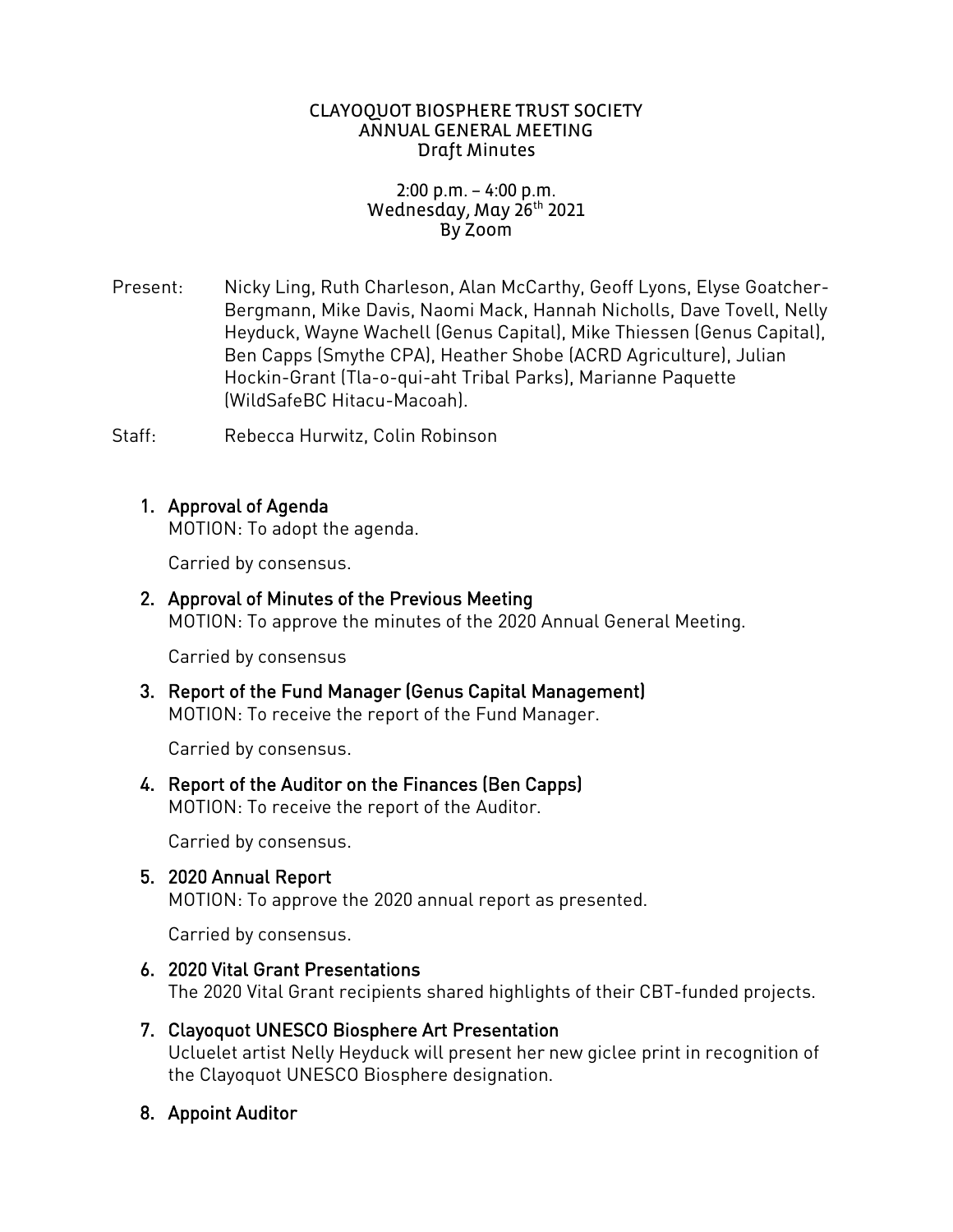# CLAYOQUOT BIOSPHERE TRUST SOCIETY
## ANNUAL GENERAL MEETING
### Draft Minutes

2:00 p.m. – 4:00 p.m.
Wednesday, May 26th 2021
By Zoom

Present: Nicky Ling, Ruth Charleson, Alan McCarthy, Geoff Lyons, Elyse Goatcher-Bergmann, Mike Davis, Naomi Mack, Hannah Nicholls, Dave Tovell, Nelly Heyduck, Wayne Wachell (Genus Capital), Mike Thiessen (Genus Capital), Ben Capps (Smythe CPA), Heather Shobe (ACRD Agriculture), Julian Hockin-Grant (Tla-o-qui-aht Tribal Parks), Marianne Paquette (WildSafeBC Hitacu-Macoah).

Staff: Rebecca Hurwitz, Colin Robinson

1. **Approval of Agenda**
   MOTION: To adopt the agenda.

   Carried by consensus.

2. **Approval of Minutes of the Previous Meeting**
   MOTION: To approve the minutes of the 2020 Annual General Meeting.

   Carried by consensus

3. **Report of the Fund Manager (Genus Capital Management)**
   MOTION: To receive the report of the Fund Manager.

   Carried by consensus.

4. **Report of the Auditor on the Finances (Ben Capps)**
   MOTION: To receive the report of the Auditor.

   Carried by consensus.

5. **2020 Annual Report**
   MOTION: To approve the 2020 annual report as presented.

   Carried by consensus.

6. **2020 Vital Grant Presentations**
   The 2020 Vital Grant recipients shared highlights of their CBT-funded projects.

7. **Clayoquot UNESCO Biosphere Art Presentation**
   Ucluelet artist Nelly Heyduck will present her new giclee print in recognition of the Clayoquot UNESCO Biosphere designation.

8. **Appoint Auditor**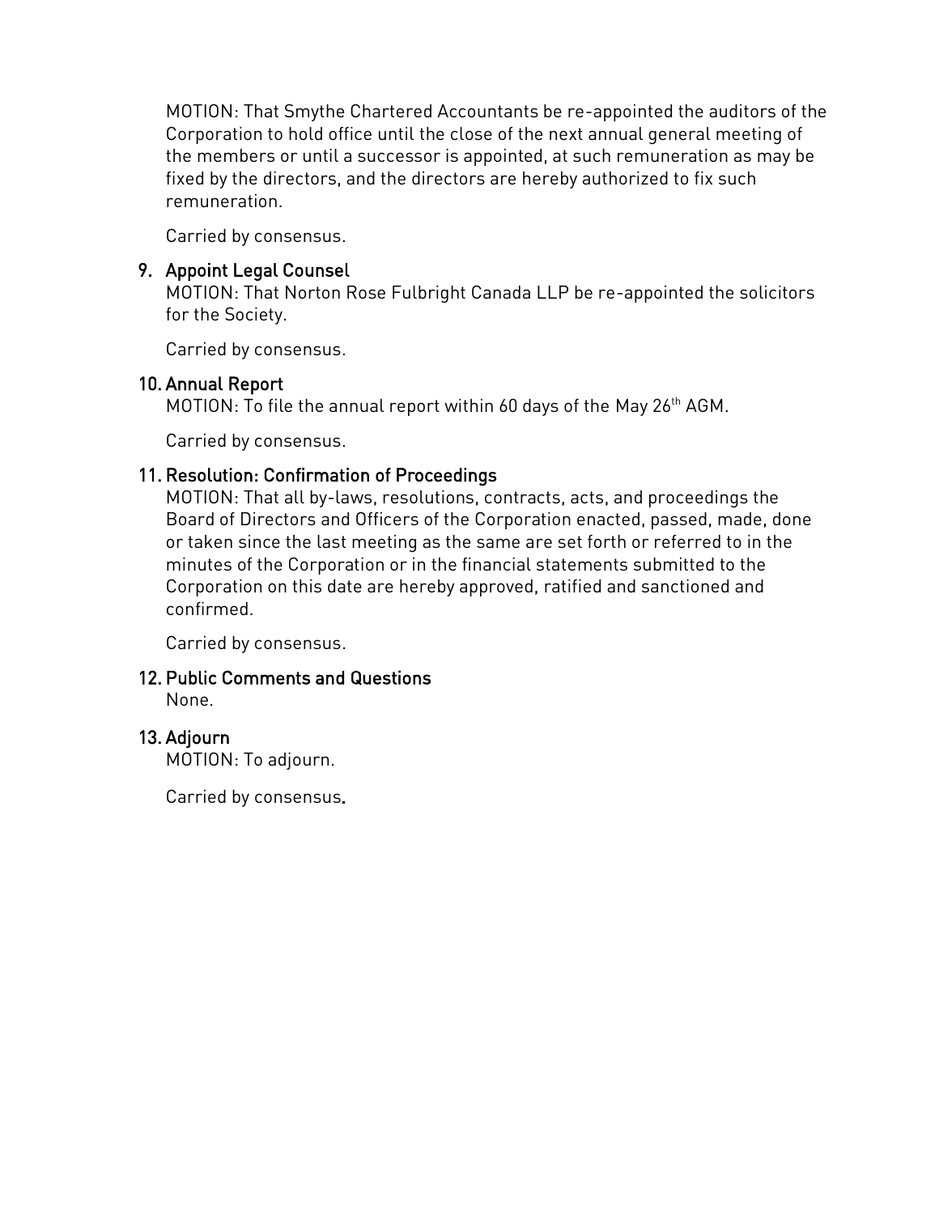MOTION: That Smythe Chartered Accountants be re-appointed the auditors of the Corporation to hold office until the close of the next annual general meeting of the members or until a successor is appointed, at such remuneration as may be fixed by the directors, and the directors are hereby authorized to fix such remuneration.

Carried by consensus.

9. **Appoint Legal Counsel**

   MOTION: That Norton Rose Fulbright Canada LLP be re-appointed the solicitors for the Society.

   Carried by consensus.

10. **Annual Report**

    MOTION: To file the annual report within 60 days of the May 26th AGM.

    Carried by consensus.

11. **Resolution: Confirmation of Proceedings**

    MOTION: That all by-laws, resolutions, contracts, acts, and proceedings the Board of Directors and Officers of the Corporation enacted, passed, made, done or taken since the last meeting as the same are set forth or referred to in the minutes of the Corporation or in the financial statements submitted to the Corporation on this date are hereby approved, ratified and sanctioned and confirmed.

    Carried by consensus.

12. **Public Comments and Questions**

    None.

13. **Adjourn**

    MOTION: To adjourn.

    Carried by consensus.